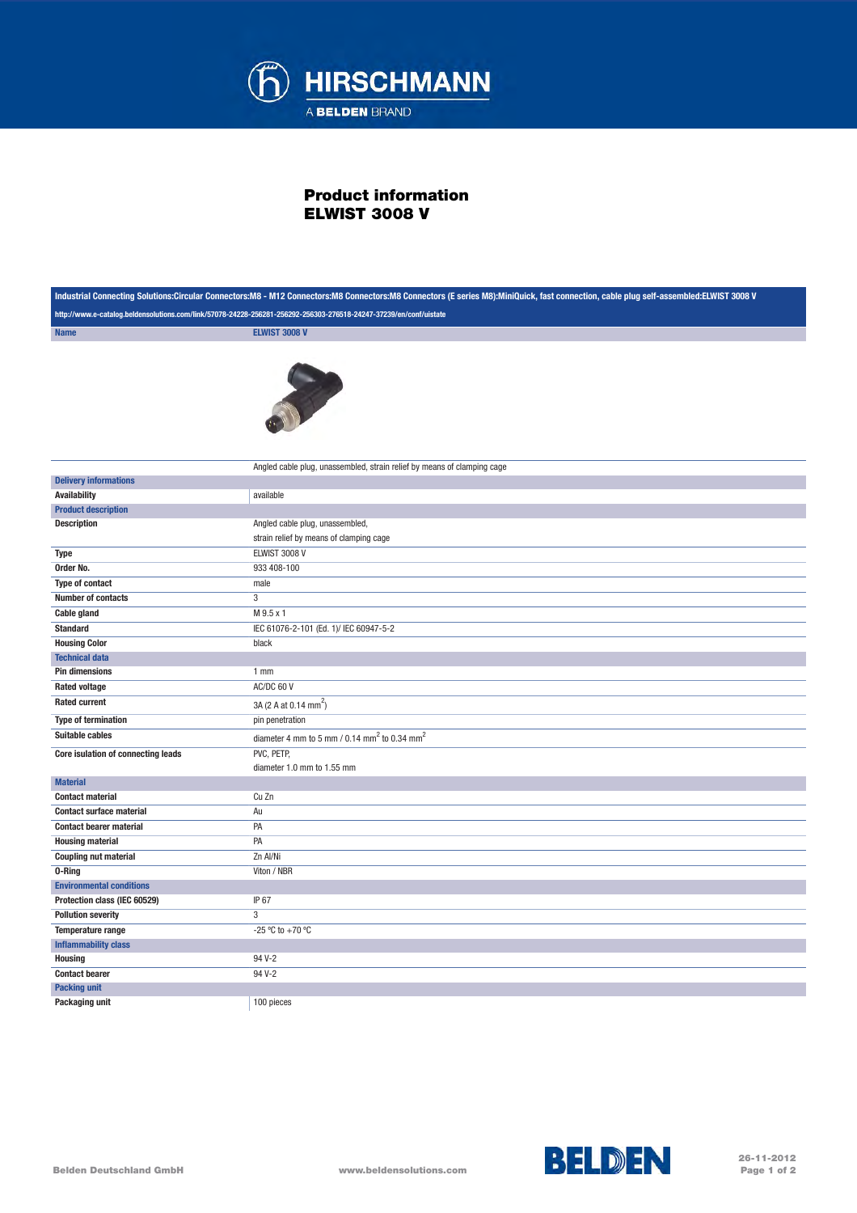# Product information
# ELWIST 3008 V

Industrial Connecting Solutions:Circular Connectors:M8 - M12 Connectors:M8 Connectors:M8 Connectors (E series M8):MiniQuick, fast connection, cable plug self-assembled:ELWIST 3008 V

http://www.e-catalog.beldensolutions.com/link/57078-24228-256281-256292-256303-276518-24247-37239/en/conf/uistate

| Name | ELWIST 3008 V |
|---|---|
| | Angled cable plug, unassembled, strain relief by means of clamping cage |
| **Delivery informations** | |
| Availability | available |
| **Product description** | |
| Description | Angled cable plug, unassembled,<br>strain relief by means of clamping cage |
| Type | ELWIST 3008 V |
| Order No. | 933 408-100 |
| Type of contact | male |
| Number of contacts | 3 |
| Cable gland | M 9.5 x 1 |
| Standard | IEC 61076-2-101 (Ed. 1)/ IEC 60947-5-2 |
| Housing Color | black |
| **Technical data** | |
| Pin dimensions | 1 mm |
| Rated voltage | AC/DC 60 V |
| Rated current | 3A (2 A at 0.14 $mm^2$) |
| Type of termination | pin penetration |
| Suitable cables | diameter 4 mm to 5 mm / 0.14 $mm^2$ to 0.34 $mm^2$ |
| Core isulation of connecting leads | PVC, PETP,<br>diameter 1.0 mm to 1.55 mm |
| **Material** | |
| Contact material | Cu Zn |
| Contact surface material | Au |
| Contact bearer material | PA |
| Housing material | PA |
| Coupling nut material | Zn Al/Ni |
| O-Ring | Viton / NBR |
| **Environmental conditions** | |
| Protection class (IEC 60529) | IP 67 |
| Pollution severity | 3 |
| Temperature range | -25 °C to +70 °C |
| **Inflammability class** | |
| Housing | 94 V-2 |
| Contact bearer | 94 V-2 |
| **Packing unit** | |
| Packaging unit | 100 pieces |

Belden Deutschland GmbH www.beldensolutions.com 26-11-2012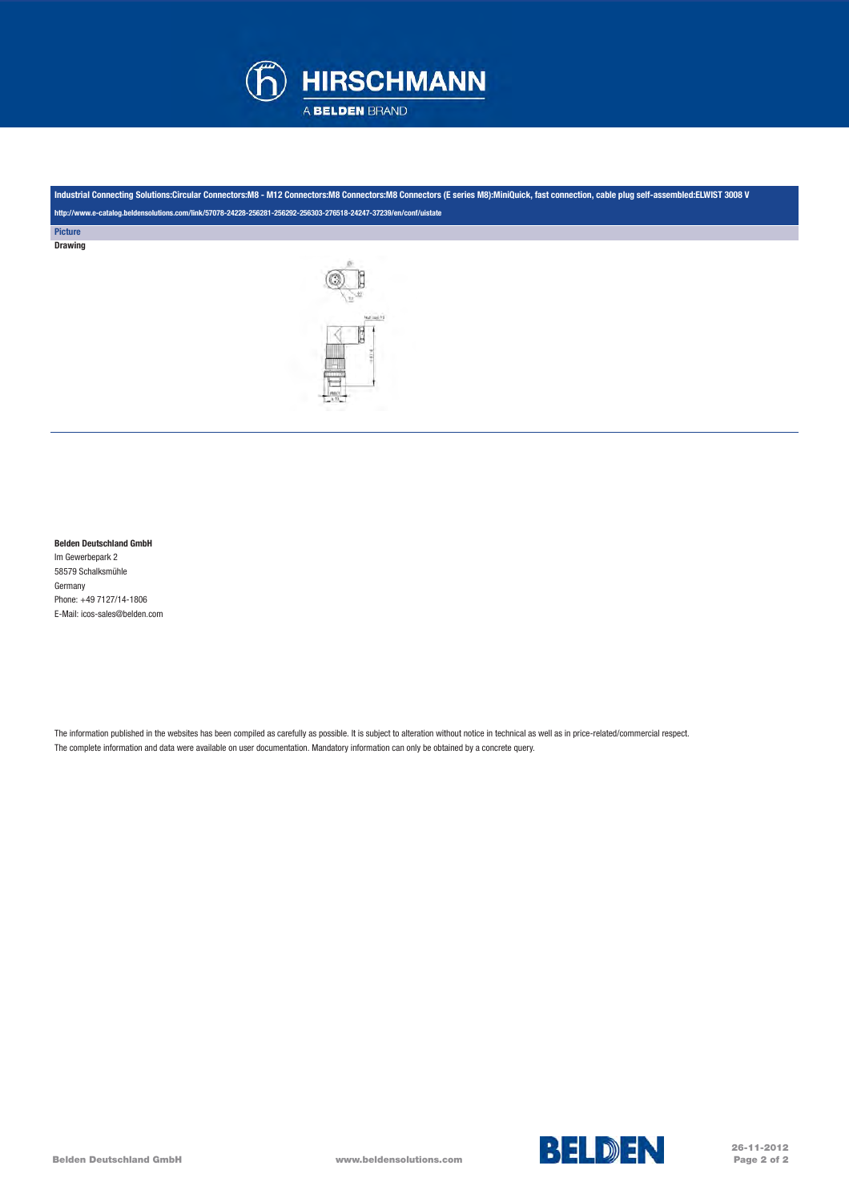**Industrial Connecting Solutions:Circular Connectors:M8 - M12 Connectors:M8 Connectors:M8 Connectors (E series M8):MiniQuick, fast connection, cable plug self-assembled:ELWIST 3008 V**

http://www.e-catalog.beldensolutions.com/link/57078-24228-256281-256292-256303-276518-24247-37239/en/conf/uistate

**Picture**

**Drawing**

---

**Belden Deutschland GmbH**
Im Gewerbepark 2
58579 Schalksmühle
Germany
Phone: +49 7127/14-1806
E-Mail: icos-sales@belden.com

The information published in the websites has been compiled as carefully as possible. It is subject to alteration without notice in technical as well as in price-related/commercial respect.
The complete information and data were available on user documentation. Mandatory information can only be obtained by a concrete query.